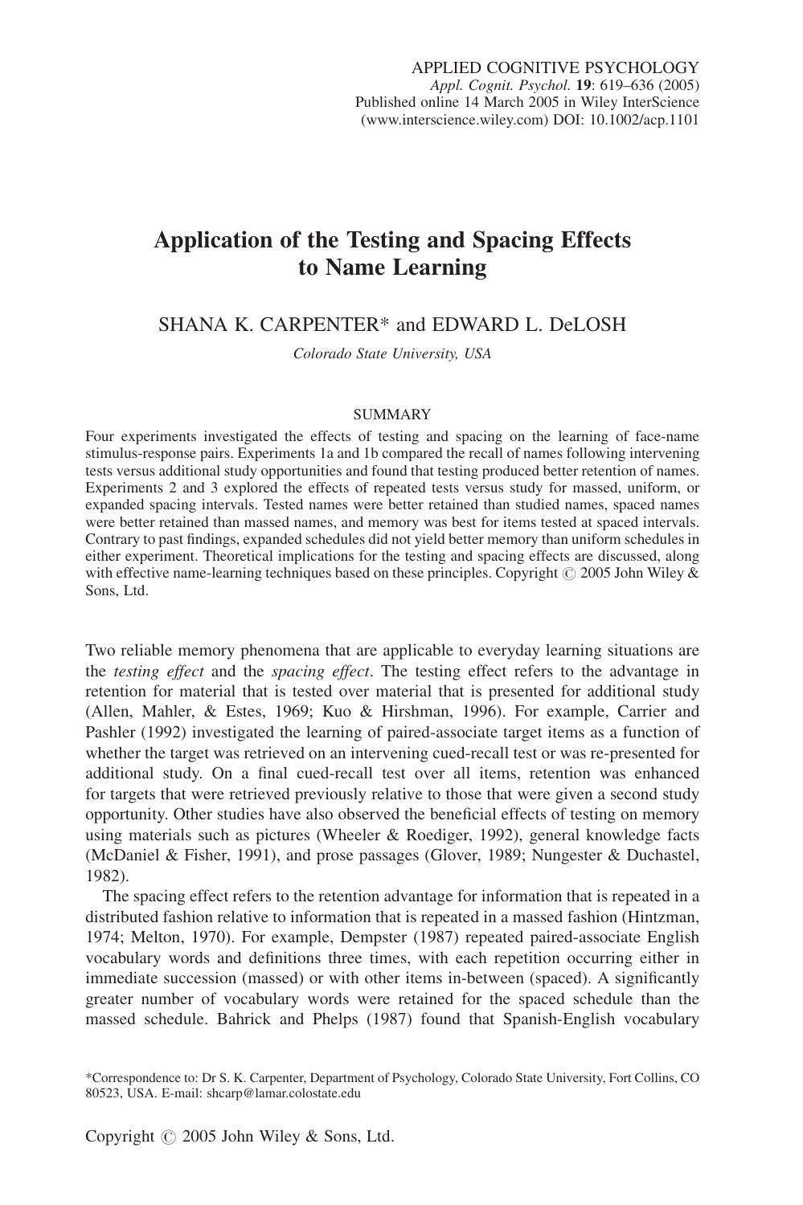# Application of the Testing and Spacing Effects to Name Learning

SHANA K. CARPENTER* and EDWARD L. DeLOSH

*Colorado State University, USA*

## SUMMARY

Four experiments investigated the effects of testing and spacing on the learning of face-name stimulus-response pairs. Experiments 1a and 1b compared the recall of names following intervening tests versus additional study opportunities and found that testing produced better retention of names. Experiments 2 and 3 explored the effects of repeated tests versus study for massed, uniform, or expanded spacing intervals. Tested names were better retained than studied names, spaced names were better retained than massed names, and memory was best for items tested at spaced intervals. Contrary to past findings, expanded schedules did not yield better memory than uniform schedules in either experiment. Theoretical implications for the testing and spacing effects are discussed, along with effective name-learning techniques based on these principles. Copyright © 2005 John Wiley & Sons, Ltd.

Two reliable memory phenomena that are applicable to everyday learning situations are the *testing effect* and the *spacing effect*. The testing effect refers to the advantage in retention for material that is tested over material that is presented for additional study (Allen, Mahler, & Estes, 1969; Kuo & Hirshman, 1996). For example, Carrier and Pashler (1992) investigated the learning of paired-associate target items as a function of whether the target was retrieved on an intervening cued-recall test or was re-presented for additional study. On a final cued-recall test over all items, retention was enhanced for targets that were retrieved previously relative to those that were given a second study opportunity. Other studies have also observed the beneficial effects of testing on memory using materials such as pictures (Wheeler & Roediger, 1992), general knowledge facts (McDaniel & Fisher, 1991), and prose passages (Glover, 1989; Nungester & Duchastel, 1982).

The spacing effect refers to the retention advantage for information that is repeated in a distributed fashion relative to information that is repeated in a massed fashion (Hintzman, 1974; Melton, 1970). For example, Dempster (1987) repeated paired-associate English vocabulary words and definitions three times, with each repetition occurring either in immediate succession (massed) or with other items in-between (spaced). A significantly greater number of vocabulary words were retained for the spaced schedule than the massed schedule. Bahrick and Phelps (1987) found that Spanish-English vocabulary

*Correspondence to: Dr S. K. Carpenter, Department of Psychology, Colorado State University, Fort Collins, CO 80523, USA. E-mail: shcarp@lamar.colostate.edu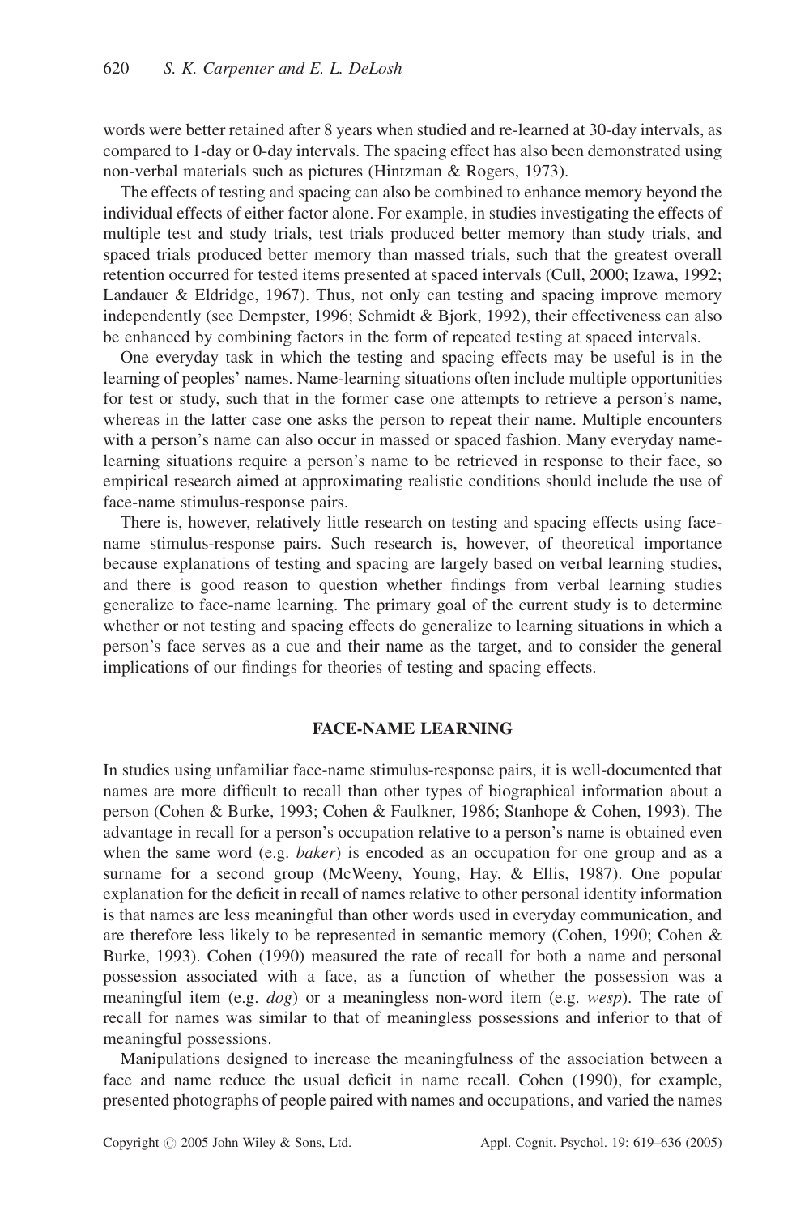words were better retained after 8 years when studied and re-learned at 30-day intervals, as compared to 1-day or 0-day intervals. The spacing effect has also been demonstrated using non-verbal materials such as pictures (Hintzman & Rogers, 1973).

The effects of testing and spacing can also be combined to enhance memory beyond the individual effects of either factor alone. For example, in studies investigating the effects of multiple test and study trials, test trials produced better memory than study trials, and spaced trials produced better memory than massed trials, such that the greatest overall retention occurred for tested items presented at spaced intervals (Cull, 2000; Izawa, 1992; Landauer & Eldridge, 1967). Thus, not only can testing and spacing improve memory independently (see Dempster, 1996; Schmidt & Bjork, 1992), their effectiveness can also be enhanced by combining factors in the form of repeated testing at spaced intervals.

One everyday task in which the testing and spacing effects may be useful is in the learning of peoples' names. Name-learning situations often include multiple opportunities for test or study, such that in the former case one attempts to retrieve a person's name, whereas in the latter case one asks the person to repeat their name. Multiple encounters with a person's name can also occur in massed or spaced fashion. Many everyday name-learning situations require a person's name to be retrieved in response to their face, so empirical research aimed at approximating realistic conditions should include the use of face-name stimulus-response pairs.

There is, however, relatively little research on testing and spacing effects using face-name stimulus-response pairs. Such research is, however, of theoretical importance because explanations of testing and spacing are largely based on verbal learning studies, and there is good reason to question whether findings from verbal learning studies generalize to face-name learning. The primary goal of the current study is to determine whether or not testing and spacing effects do generalize to learning situations in which a person's face serves as a cue and their name as the target, and to consider the general implications of our findings for theories of testing and spacing effects.

## FACE-NAME LEARNING

In studies using unfamiliar face-name stimulus-response pairs, it is well-documented that names are more difficult to recall than other types of biographical information about a person (Cohen & Burke, 1993; Cohen & Faulkner, 1986; Stanhope & Cohen, 1993). The advantage in recall for a person's occupation relative to a person's name is obtained even when the same word (e.g. *baker*) is encoded as an occupation for one group and as a surname for a second group (McWeeny, Young, Hay, & Ellis, 1987). One popular explanation for the deficit in recall of names relative to other personal identity information is that names are less meaningful than other words used in everyday communication, and are therefore less likely to be represented in semantic memory (Cohen, 1990; Cohen & Burke, 1993). Cohen (1990) measured the rate of recall for both a name and personal possession associated with a face, as a function of whether the possession was a meaningful item (e.g. *dog*) or a meaningless non-word item (e.g. *wesp*). The rate of recall for names was similar to that of meaningless possessions and inferior to that of meaningful possessions.

Manipulations designed to increase the meaningfulness of the association between a face and name reduce the usual deficit in name recall. Cohen (1990), for example, presented photographs of people paired with names and occupations, and varied the names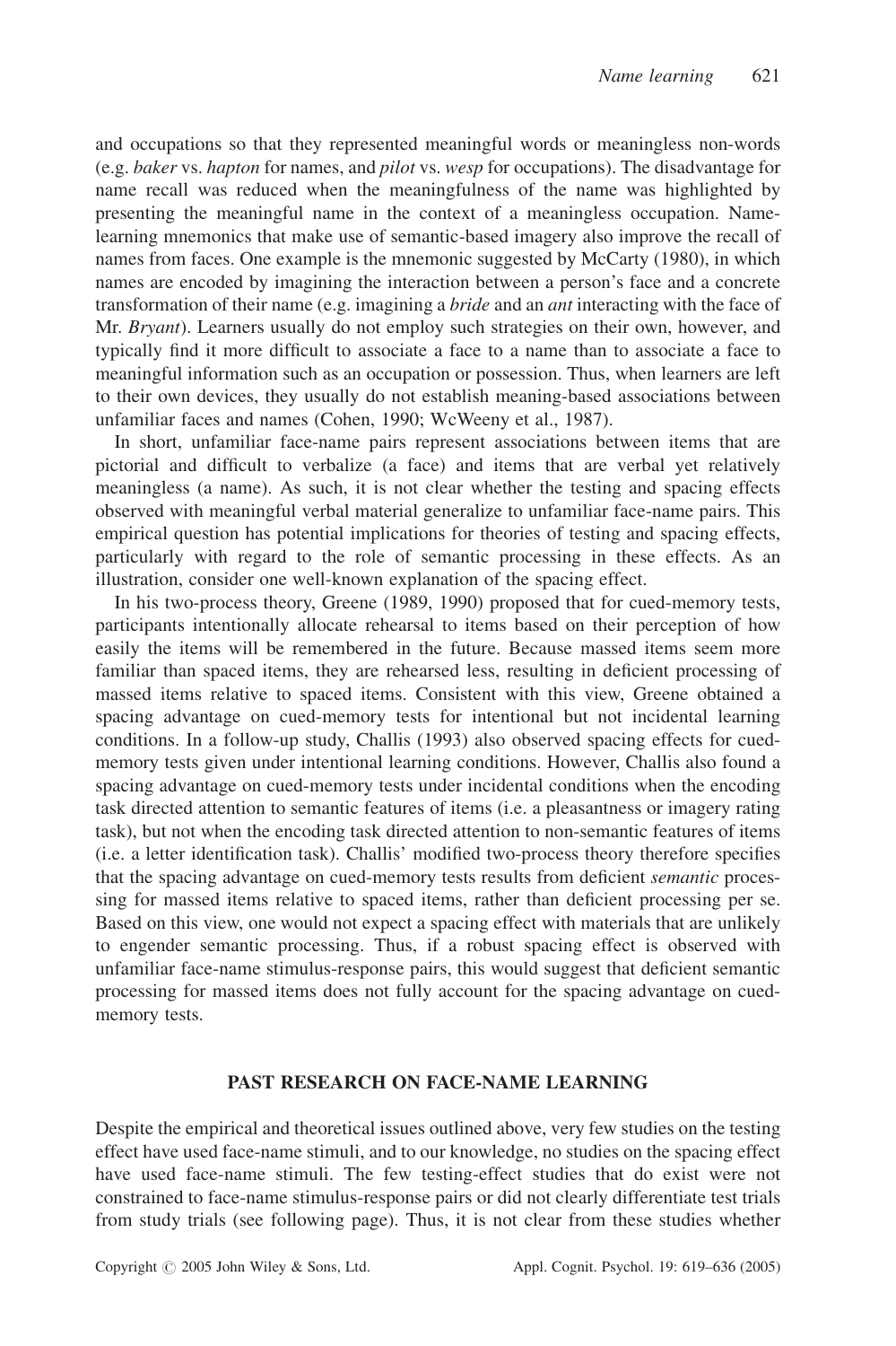and occupations so that they represented meaningful words or meaningless non-words (e.g. *baker* vs. *hapton* for names, and *pilot* vs. *wesp* for occupations). The disadvantage for name recall was reduced when the meaningfulness of the name was highlighted by presenting the meaningful name in the context of a meaningless occupation. Name-learning mnemonics that make use of semantic-based imagery also improve the recall of names from faces. One example is the mnemonic suggested by McCarty (1980), in which names are encoded by imagining the interaction between a person's face and a concrete transformation of their name (e.g. imagining a *bride* and an *ant* interacting with the face of Mr. *Bryant*). Learners usually do not employ such strategies on their own, however, and typically find it more difficult to associate a face to a name than to associate a face to meaningful information such as an occupation or possession. Thus, when learners are left to their own devices, they usually do not establish meaning-based associations between unfamiliar faces and names (Cohen, 1990; WcWeeny et al., 1987).

In short, unfamiliar face-name pairs represent associations between items that are pictorial and difficult to verbalize (a face) and items that are verbal yet relatively meaningless (a name). As such, it is not clear whether the testing and spacing effects observed with meaningful verbal material generalize to unfamiliar face-name pairs. This empirical question has potential implications for theories of testing and spacing effects, particularly with regard to the role of semantic processing in these effects. As an illustration, consider one well-known explanation of the spacing effect.

In his two-process theory, Greene (1989, 1990) proposed that for cued-memory tests, participants intentionally allocate rehearsal to items based on their perception of how easily the items will be remembered in the future. Because massed items seem more familiar than spaced items, they are rehearsed less, resulting in deficient processing of massed items relative to spaced items. Consistent with this view, Greene obtained a spacing advantage on cued-memory tests for intentional but not incidental learning conditions. In a follow-up study, Challis (1993) also observed spacing effects for cued-memory tests given under intentional learning conditions. However, Challis also found a spacing advantage on cued-memory tests under incidental conditions when the encoding task directed attention to semantic features of items (i.e. a pleasantness or imagery rating task), but not when the encoding task directed attention to non-semantic features of items (i.e. a letter identification task). Challis' modified two-process theory therefore specifies that the spacing advantage on cued-memory tests results from deficient *semantic* processing for massed items relative to spaced items, rather than deficient processing per se. Based on this view, one would not expect a spacing effect with materials that are unlikely to engender semantic processing. Thus, if a robust spacing effect is observed with unfamiliar face-name stimulus-response pairs, this would suggest that deficient semantic processing for massed items does not fully account for the spacing advantage on cued-memory tests.

## PAST RESEARCH ON FACE-NAME LEARNING

Despite the empirical and theoretical issues outlined above, very few studies on the testing effect have used face-name stimuli, and to our knowledge, no studies on the spacing effect have used face-name stimuli. The few testing-effect studies that do exist were not constrained to face-name stimulus-response pairs or did not clearly differentiate test trials from study trials (see following page). Thus, it is not clear from these studies whether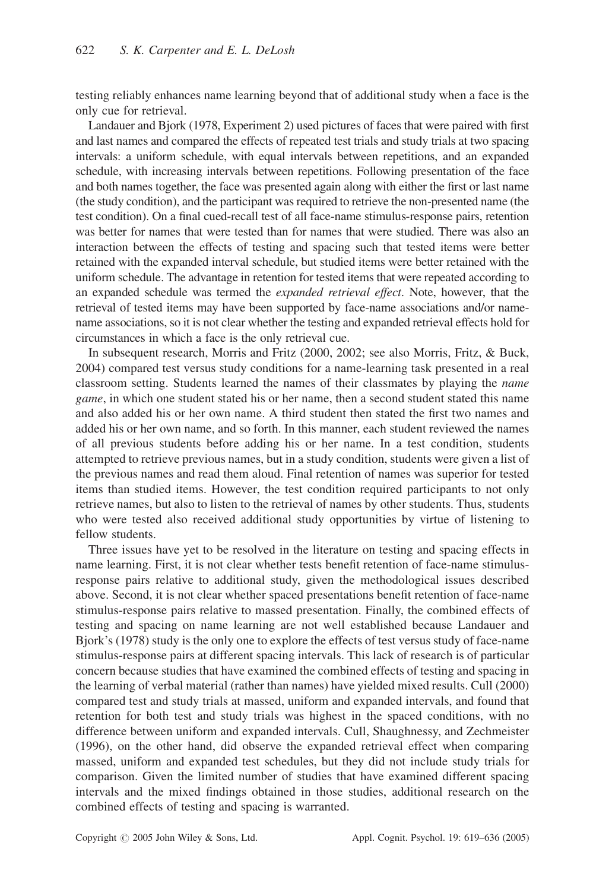testing reliably enhances name learning beyond that of additional study when a face is the only cue for retrieval.

Landauer and Bjork (1978, Experiment 2) used pictures of faces that were paired with first and last names and compared the effects of repeated test trials and study trials at two spacing intervals: a uniform schedule, with equal intervals between repetitions, and an expanded schedule, with increasing intervals between repetitions. Following presentation of the face and both names together, the face was presented again along with either the first or last name (the study condition), and the participant was required to retrieve the non-presented name (the test condition). On a final cued-recall test of all face-name stimulus-response pairs, retention was better for names that were tested than for names that were studied. There was also an interaction between the effects of testing and spacing such that tested items were better retained with the expanded interval schedule, but studied items were better retained with the uniform schedule. The advantage in retention for tested items that were repeated according to an expanded schedule was termed the *expanded retrieval effect*. Note, however, that the retrieval of tested items may have been supported by face-name associations and/or name-name associations, so it is not clear whether the testing and expanded retrieval effects hold for circumstances in which a face is the only retrieval cue.

In subsequent research, Morris and Fritz (2000, 2002; see also Morris, Fritz, & Buck, 2004) compared test versus study conditions for a name-learning task presented in a real classroom setting. Students learned the names of their classmates by playing the *name game*, in which one student stated his or her name, then a second student stated this name and also added his or her own name. A third student then stated the first two names and added his or her own name, and so forth. In this manner, each student reviewed the names of all previous students before adding his or her name. In a test condition, students attempted to retrieve previous names, but in a study condition, students were given a list of the previous names and read them aloud. Final retention of names was superior for tested items than studied items. However, the test condition required participants to not only retrieve names, but also to listen to the retrieval of names by other students. Thus, students who were tested also received additional study opportunities by virtue of listening to fellow students.

Three issues have yet to be resolved in the literature on testing and spacing effects in name learning. First, it is not clear whether tests benefit retention of face-name stimulus-response pairs relative to additional study, given the methodological issues described above. Second, it is not clear whether spaced presentations benefit retention of face-name stimulus-response pairs relative to massed presentation. Finally, the combined effects of testing and spacing on name learning are not well established because Landauer and Bjork's (1978) study is the only one to explore the effects of test versus study of face-name stimulus-response pairs at different spacing intervals. This lack of research is of particular concern because studies that have examined the combined effects of testing and spacing in the learning of verbal material (rather than names) have yielded mixed results. Cull (2000) compared test and study trials at massed, uniform and expanded intervals, and found that retention for both test and study trials was highest in the spaced conditions, with no difference between uniform and expanded intervals. Cull, Shaughnessy, and Zechmeister (1996), on the other hand, did observe the expanded retrieval effect when comparing massed, uniform and expanded test schedules, but they did not include study trials for comparison. Given the limited number of studies that have examined different spacing intervals and the mixed findings obtained in those studies, additional research on the combined effects of testing and spacing is warranted.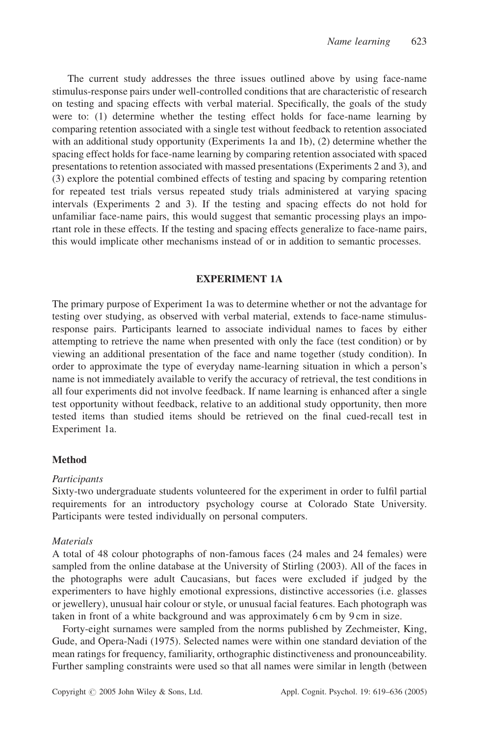The current study addresses the three issues outlined above by using face-name stimulus-response pairs under well-controlled conditions that are characteristic of research on testing and spacing effects with verbal material. Specifically, the goals of the study were to: (1) determine whether the testing effect holds for face-name learning by comparing retention associated with a single test without feedback to retention associated with an additional study opportunity (Experiments 1a and 1b), (2) determine whether the spacing effect holds for face-name learning by comparing retention associated with spaced presentations to retention associated with massed presentations (Experiments 2 and 3), and (3) explore the potential combined effects of testing and spacing by comparing retention for repeated test trials versus repeated study trials administered at varying spacing intervals (Experiments 2 and 3). If the testing and spacing effects do not hold for unfamiliar face-name pairs, this would suggest that semantic processing plays an important role in these effects. If the testing and spacing effects generalize to face-name pairs, this would implicate other mechanisms instead of or in addition to semantic processes.

## EXPERIMENT 1A

The primary purpose of Experiment 1a was to determine whether or not the advantage for testing over studying, as observed with verbal material, extends to face-name stimulus-response pairs. Participants learned to associate individual names to faces by either attempting to retrieve the name when presented with only the face (test condition) or by viewing an additional presentation of the face and name together (study condition). In order to approximate the type of everyday name-learning situation in which a person's name is not immediately available to verify the accuracy of retrieval, the test conditions in all four experiments did not involve feedback. If name learning is enhanced after a single test opportunity without feedback, relative to an additional study opportunity, then more tested items than studied items should be retrieved on the final cued-recall test in Experiment 1a.

### Method

*Participants*

Sixty-two undergraduate students volunteered for the experiment in order to fulfil partial requirements for an introductory psychology course at Colorado State University. Participants were tested individually on personal computers.

*Materials*

A total of 48 colour photographs of non-famous faces (24 males and 24 females) were sampled from the online database at the University of Stirling (2003). All of the faces in the photographs were adult Caucasians, but faces were excluded if judged by the experimenters to have highly emotional expressions, distinctive accessories (i.e. glasses or jewellery), unusual hair colour or style, or unusual facial features. Each photograph was taken in front of a white background and was approximately 6 cm by 9 cm in size.

Forty-eight surnames were sampled from the norms published by Zechmeister, King, Gude, and Opera-Nadi (1975). Selected names were within one standard deviation of the mean ratings for frequency, familiarity, orthographic distinctiveness and pronounceability. Further sampling constraints were used so that all names were similar in length (between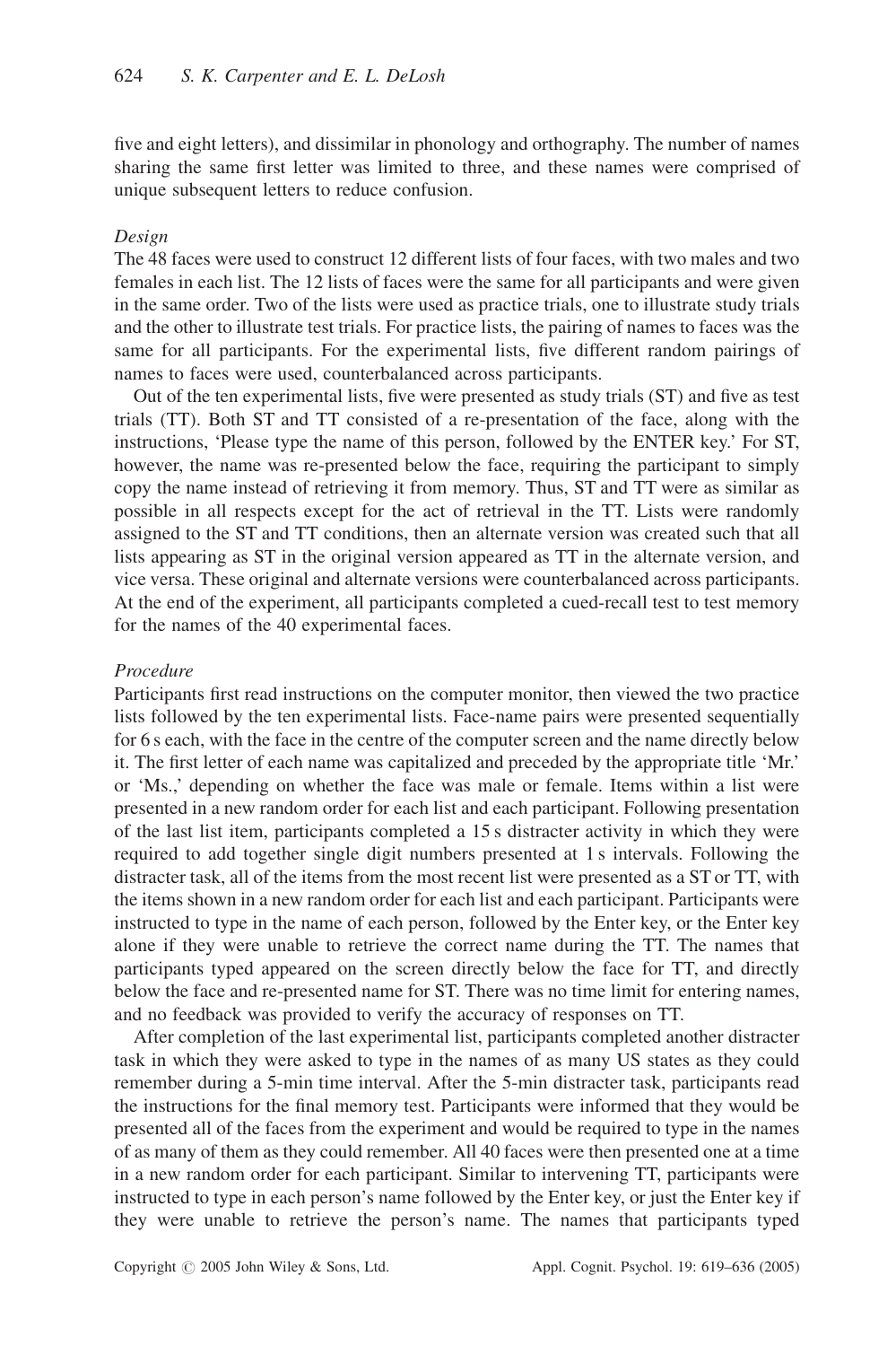five and eight letters), and dissimilar in phonology and orthography. The number of names sharing the same first letter was limited to three, and these names were comprised of unique subsequent letters to reduce confusion.

*Design*

The 48 faces were used to construct 12 different lists of four faces, with two males and two females in each list. The 12 lists of faces were the same for all participants and were given in the same order. Two of the lists were used as practice trials, one to illustrate study trials and the other to illustrate test trials. For practice lists, the pairing of names to faces was the same for all participants. For the experimental lists, five different random pairings of names to faces were used, counterbalanced across participants.

Out of the ten experimental lists, five were presented as study trials (ST) and five as test trials (TT). Both ST and TT consisted of a re-presentation of the face, along with the instructions, 'Please type the name of this person, followed by the ENTER key.' For ST, however, the name was re-presented below the face, requiring the participant to simply copy the name instead of retrieving it from memory. Thus, ST and TT were as similar as possible in all respects except for the act of retrieval in the TT. Lists were randomly assigned to the ST and TT conditions, then an alternate version was created such that all lists appearing as ST in the original version appeared as TT in the alternate version, and vice versa. These original and alternate versions were counterbalanced across participants. At the end of the experiment, all participants completed a cued-recall test to test memory for the names of the 40 experimental faces.

*Procedure*

Participants first read instructions on the computer monitor, then viewed the two practice lists followed by the ten experimental lists. Face-name pairs were presented sequentially for 6 s each, with the face in the centre of the computer screen and the name directly below it. The first letter of each name was capitalized and preceded by the appropriate title 'Mr.' or 'Ms.,' depending on whether the face was male or female. Items within a list were presented in a new random order for each list and each participant. Following presentation of the last list item, participants completed a 15 s distracter activity in which they were required to add together single digit numbers presented at 1 s intervals. Following the distracter task, all of the items from the most recent list were presented as a ST or TT, with the items shown in a new random order for each list and each participant. Participants were instructed to type in the name of each person, followed by the Enter key, or the Enter key alone if they were unable to retrieve the correct name during the TT. The names that participants typed appeared on the screen directly below the face for TT, and directly below the face and re-presented name for ST. There was no time limit for entering names, and no feedback was provided to verify the accuracy of responses on TT.

After completion of the last experimental list, participants completed another distracter task in which they were asked to type in the names of as many US states as they could remember during a 5-min time interval. After the 5-min distracter task, participants read the instructions for the final memory test. Participants were informed that they would be presented all of the faces from the experiment and would be required to type in the names of as many of them as they could remember. All 40 faces were then presented one at a time in a new random order for each participant. Similar to intervening TT, participants were instructed to type in each person's name followed by the Enter key, or just the Enter key if they were unable to retrieve the person's name. The names that participants typed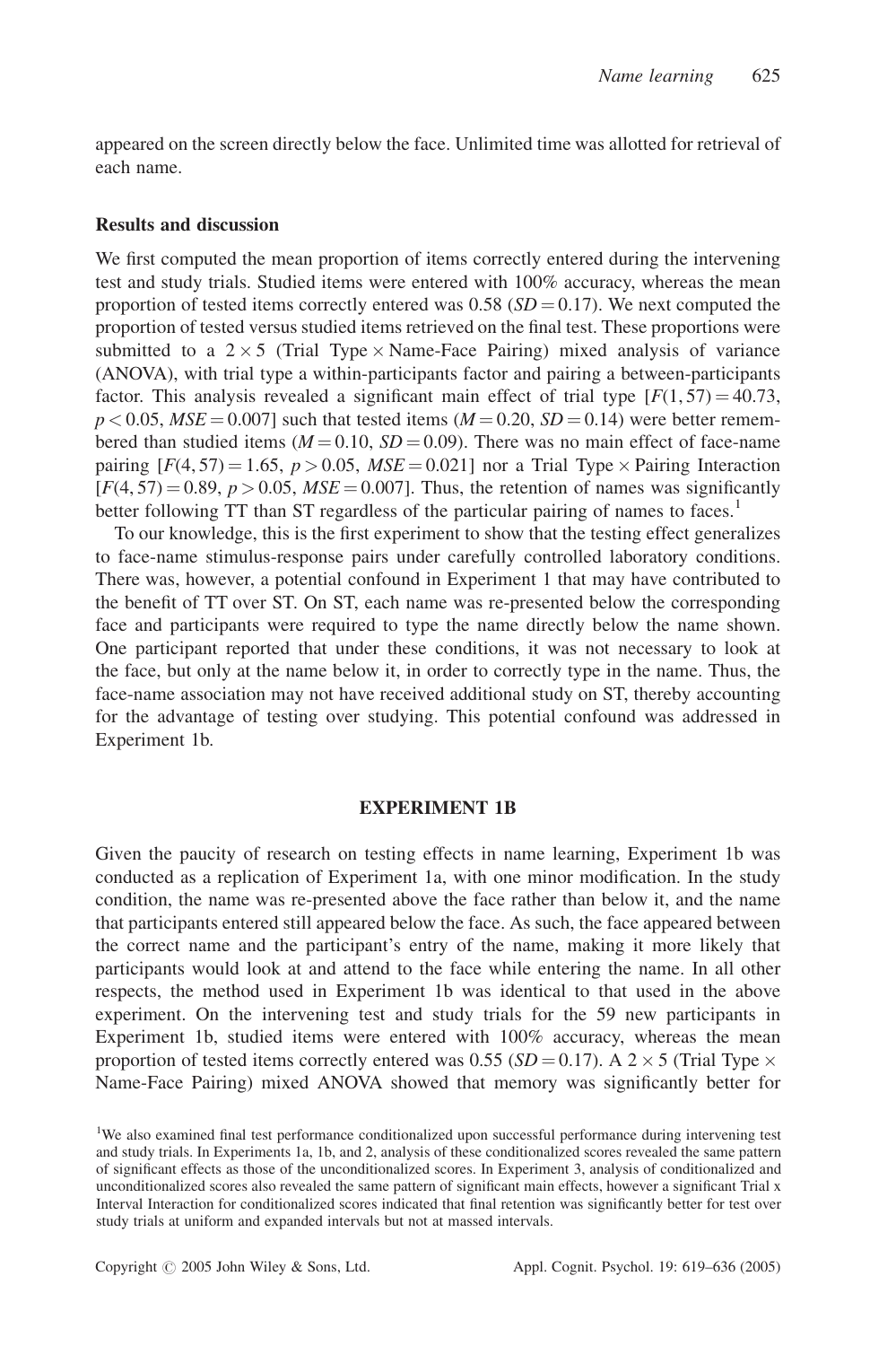appeared on the screen directly below the face. Unlimited time was allotted for retrieval of each name.

### Results and discussion

We first computed the mean proportion of items correctly entered during the intervening test and study trials. Studied items were entered with 100% accuracy, whereas the mean proportion of tested items correctly entered was 0.58 ($SD = 0.17$). We next computed the proportion of tested versus studied items retrieved on the final test. These proportions were submitted to a $2 \times 5$ (Trial Type $\times$ Name-Face Pairing) mixed analysis of variance (ANOVA), with trial type a within-participants factor and pairing a between-participants factor. This analysis revealed a significant main effect of trial type [$F(1, 57) = 40.73$, $p < 0.05$, $MSE = 0.007$] such that tested items ($M = 0.20$, $SD = 0.14$) were better remembered than studied items ($M = 0.10$, $SD = 0.09$). There was no main effect of face-name pairing [$F(4, 57) = 1.65$, $p > 0.05$, $MSE = 0.021$] nor a Trial Type $\times$ Pairing Interaction [$F(4, 57) = 0.89$, $p > 0.05$, $MSE = 0.007$]. Thus, the retention of names was significantly better following TT than ST regardless of the particular pairing of names to faces.[1]

To our knowledge, this is the first experiment to show that the testing effect generalizes to face-name stimulus-response pairs under carefully controlled laboratory conditions. There was, however, a potential confound in Experiment 1 that may have contributed to the benefit of TT over ST. On ST, each name was re-presented below the corresponding face and participants were required to type the name directly below the name shown. One participant reported that under these conditions, it was not necessary to look at the face, but only at the name below it, in order to correctly type in the name. Thus, the face-name association may not have received additional study on ST, thereby accounting for the advantage of testing over studying. This potential confound was addressed in Experiment 1b.

## EXPERIMENT 1B

Given the paucity of research on testing effects in name learning, Experiment 1b was conducted as a replication of Experiment 1a, with one minor modification. In the study condition, the name was re-presented above the face rather than below it, and the name that participants entered still appeared below the face. As such, the face appeared between the correct name and the participant's entry of the name, making it more likely that participants would look at and attend to the face while entering the name. In all other respects, the method used in Experiment 1b was identical to that used in the above experiment. On the intervening test and study trials for the 59 new participants in Experiment 1b, studied items were entered with 100% accuracy, whereas the mean proportion of tested items correctly entered was 0.55 ($SD = 0.17$). A $2 \times 5$ (Trial Type $\times$ Name-Face Pairing) mixed ANOVA showed that memory was significantly better for

[1] We also examined final test performance conditionalized upon successful performance during intervening test and study trials. In Experiments 1a, 1b, and 2, analysis of these conditionalized scores revealed the same pattern of significant effects as those of the unconditionalized scores. In Experiment 3, analysis of conditionalized and unconditionalized scores also revealed the same pattern of significant main effects, however a significant Trial x Interval Interaction for conditionalized scores indicated that final retention was significantly better for test over study trials at uniform and expanded intervals but not at massed intervals.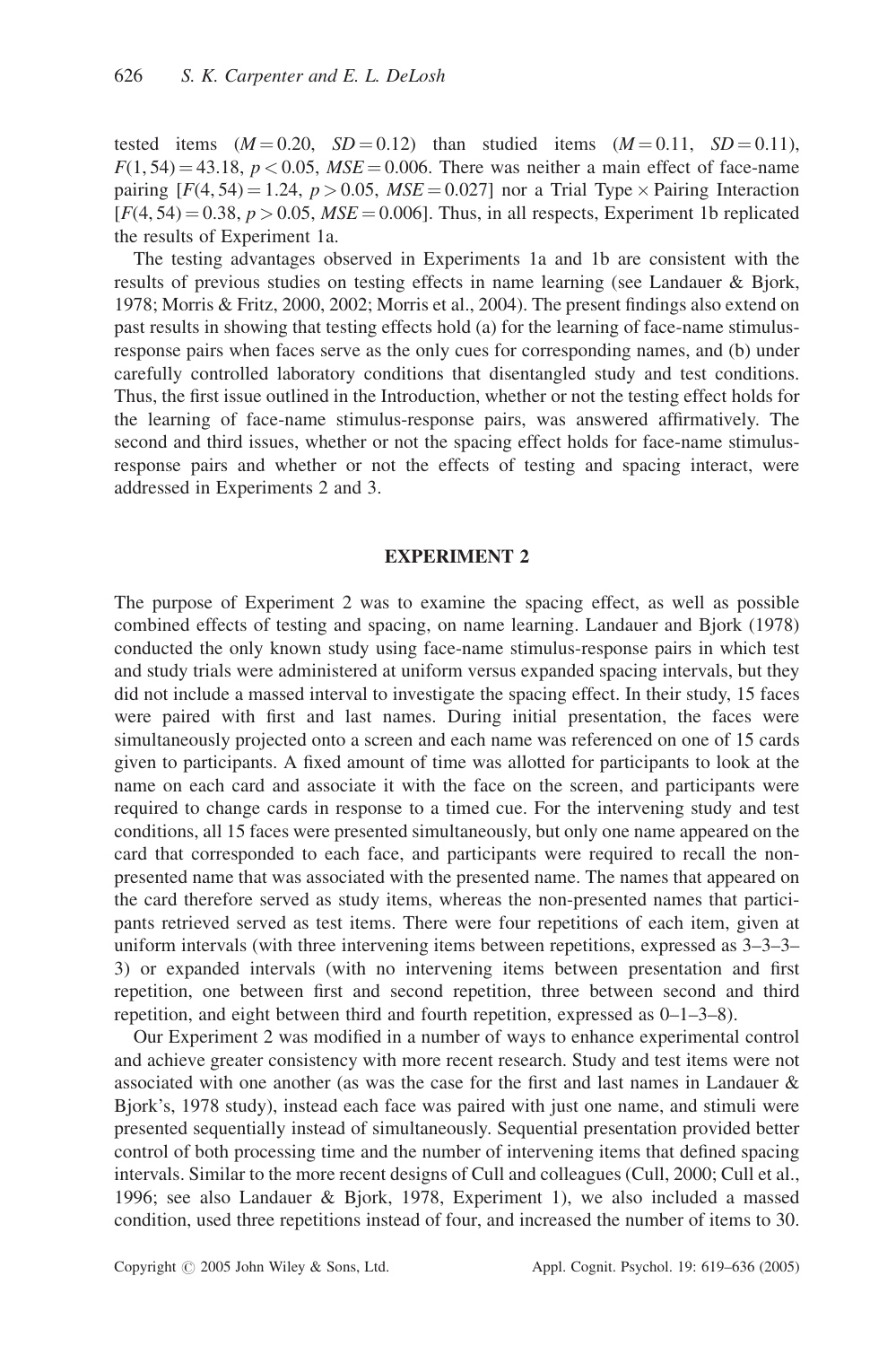tested items ($M = 0.20$, $SD = 0.12$) than studied items ($M = 0.11$, $SD = 0.11$), $F(1, 54) = 43.18$, $p < 0.05$, $MSE = 0.006$. There was neither a main effect of face-name pairing [$F(4, 54) = 1.24$, $p > 0.05$, $MSE = 0.027$] nor a Trial Type × Pairing Interaction [$F(4, 54) = 0.38$, $p > 0.05$, $MSE = 0.006$]. Thus, in all respects, Experiment 1b replicated the results of Experiment 1a.

The testing advantages observed in Experiments 1a and 1b are consistent with the results of previous studies on testing effects in name learning (see Landauer & Bjork, 1978; Morris & Fritz, 2000, 2002; Morris et al., 2004). The present findings also extend on past results in showing that testing effects hold (a) for the learning of face-name stimulus-response pairs when faces serve as the only cues for corresponding names, and (b) under carefully controlled laboratory conditions that disentangled study and test conditions. Thus, the first issue outlined in the Introduction, whether or not the testing effect holds for the learning of face-name stimulus-response pairs, was answered affirmatively. The second and third issues, whether or not the spacing effect holds for face-name stimulus-response pairs and whether or not the effects of testing and spacing interact, were addressed in Experiments 2 and 3.

## EXPERIMENT 2

The purpose of Experiment 2 was to examine the spacing effect, as well as possible combined effects of testing and spacing, on name learning. Landauer and Bjork (1978) conducted the only known study using face-name stimulus-response pairs in which test and study trials were administered at uniform versus expanded spacing intervals, but they did not include a massed interval to investigate the spacing effect. In their study, 15 faces were paired with first and last names. During initial presentation, the faces were simultaneously projected onto a screen and each name was referenced on one of 15 cards given to participants. A fixed amount of time was allotted for participants to look at the name on each card and associate it with the face on the screen, and participants were required to change cards in response to a timed cue. For the intervening study and test conditions, all 15 faces were presented simultaneously, but only one name appeared on the card that corresponded to each face, and participants were required to recall the non-presented name that was associated with the presented name. The names that appeared on the card therefore served as study items, whereas the non-presented names that participants retrieved served as test items. There were four repetitions of each item, given at uniform intervals (with three intervening items between repetitions, expressed as 3–3–3–3) or expanded intervals (with no intervening items between presentation and first repetition, one between first and second repetition, three between second and third repetition, and eight between third and fourth repetition, expressed as 0–1–3–8).

Our Experiment 2 was modified in a number of ways to enhance experimental control and achieve greater consistency with more recent research. Study and test items were not associated with one another (as was the case for the first and last names in Landauer & Bjork's, 1978 study), instead each face was paired with just one name, and stimuli were presented sequentially instead of simultaneously. Sequential presentation provided better control of both processing time and the number of intervening items that defined spacing intervals. Similar to the more recent designs of Cull and colleagues (Cull, 2000; Cull et al., 1996; see also Landauer & Bjork, 1978, Experiment 1), we also included a massed condition, used three repetitions instead of four, and increased the number of items to 30.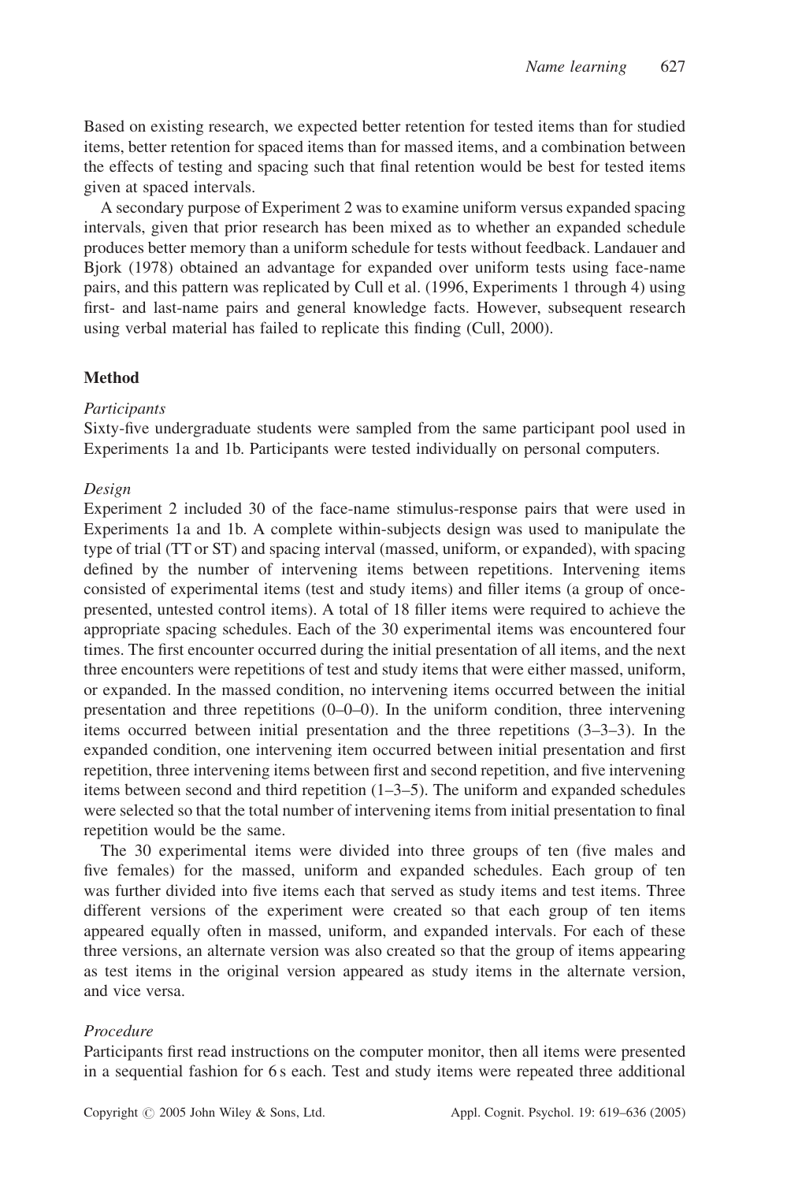Based on existing research, we expected better retention for tested items than for studied items, better retention for spaced items than for massed items, and a combination between the effects of testing and spacing such that final retention would be best for tested items given at spaced intervals.

A secondary purpose of Experiment 2 was to examine uniform versus expanded spacing intervals, given that prior research has been mixed as to whether an expanded schedule produces better memory than a uniform schedule for tests without feedback. Landauer and Bjork (1978) obtained an advantage for expanded over uniform tests using face-name pairs, and this pattern was replicated by Cull et al. (1996, Experiments 1 through 4) using first- and last-name pairs and general knowledge facts. However, subsequent research using verbal material has failed to replicate this finding (Cull, 2000).

## Method

### *Participants*

Sixty-five undergraduate students were sampled from the same participant pool used in Experiments 1a and 1b. Participants were tested individually on personal computers.

### *Design*

Experiment 2 included 30 of the face-name stimulus-response pairs that were used in Experiments 1a and 1b. A complete within-subjects design was used to manipulate the type of trial (TT or ST) and spacing interval (massed, uniform, or expanded), with spacing defined by the number of intervening items between repetitions. Intervening items consisted of experimental items (test and study items) and filler items (a group of once-presented, untested control items). A total of 18 filler items were required to achieve the appropriate spacing schedules. Each of the 30 experimental items was encountered four times. The first encounter occurred during the initial presentation of all items, and the next three encounters were repetitions of test and study items that were either massed, uniform, or expanded. In the massed condition, no intervening items occurred between the initial presentation and three repetitions (0–0–0). In the uniform condition, three intervening items occurred between initial presentation and the three repetitions (3–3–3). In the expanded condition, one intervening item occurred between initial presentation and first repetition, three intervening items between first and second repetition, and five intervening items between second and third repetition (1–3–5). The uniform and expanded schedules were selected so that the total number of intervening items from initial presentation to final repetition would be the same.

The 30 experimental items were divided into three groups of ten (five males and five females) for the massed, uniform and expanded schedules. Each group of ten was further divided into five items each that served as study items and test items. Three different versions of the experiment were created so that each group of ten items appeared equally often in massed, uniform, and expanded intervals. For each of these three versions, an alternate version was also created so that the group of items appearing as test items in the original version appeared as study items in the alternate version, and vice versa.

### *Procedure*

Participants first read instructions on the computer monitor, then all items were presented in a sequential fashion for 6 s each. Test and study items were repeated three additional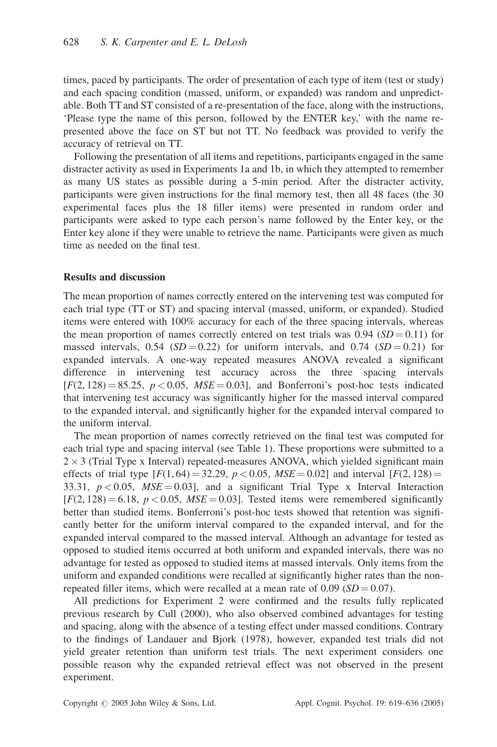times, paced by participants. The order of presentation of each type of item (test or study) and each spacing condition (massed, uniform, or expanded) was random and unpredictable. Both TT and ST consisted of a re-presentation of the face, along with the instructions, 'Please type the name of this person, followed by the ENTER key,' with the name re-presented above the face on ST but not TT. No feedback was provided to verify the accuracy of retrieval on TT.

Following the presentation of all items and repetitions, participants engaged in the same distracter activity as used in Experiments 1a and 1b, in which they attempted to remember as many US states as possible during a 5-min period. After the distracter activity, participants were given instructions for the final memory test, then all 48 faces (the 30 experimental faces plus the 18 filler items) were presented in random order and participants were asked to type each person's name followed by the Enter key, or the Enter key alone if they were unable to retrieve the name. Participants were given as much time as needed on the final test.

### Results and discussion

The mean proportion of names correctly entered on the intervening test was computed for each trial type (TT or ST) and spacing interval (massed, uniform, or expanded). Studied items were entered with 100% accuracy for each of the three spacing intervals, whereas the mean proportion of names correctly entered on test trials was 0.94 ($SD = 0.11$) for massed intervals, 0.54 ($SD = 0.22$) for uniform intervals, and 0.74 ($SD = 0.21$) for expanded intervals. A one-way repeated measures ANOVA revealed a significant difference in intervening test accuracy across the three spacing intervals [$F(2, 128) = 85.25$, $p < 0.05$, $MSE = 0.03$], and Bonferroni's post-hoc tests indicated that intervening test accuracy was significantly higher for the massed interval compared to the expanded interval, and significantly higher for the expanded interval compared to the uniform interval.

The mean proportion of names correctly retrieved on the final test was computed for each trial type and spacing interval (see Table 1). These proportions were submitted to a $2 \times 3$ (Trial Type x Interval) repeated-measures ANOVA, which yielded significant main effects of trial type [$F(1, 64) = 32.29$, $p < 0.05$, $MSE = 0.02$] and interval [$F(2, 128) = 33.31$, $p < 0.05$, $MSE = 0.03$], and a significant Trial Type x Interval Interaction [$F(2, 128) = 6.18$, $p < 0.05$, $MSE = 0.03$]. Tested items were remembered significantly better than studied items. Bonferroni's post-hoc tests showed that retention was significantly better for the uniform interval compared to the expanded interval, and for the expanded interval compared to the massed interval. Although an advantage for tested as opposed to studied items occurred at both uniform and expanded intervals, there was no advantage for tested as opposed to studied items at massed intervals. Only items from the uniform and expanded conditions were recalled at significantly higher rates than the non-repeated filler items, which were recalled at a mean rate of 0.09 ($SD = 0.07$).

All predictions for Experiment 2 were confirmed and the results fully replicated previous research by Cull (2000), who also observed combined advantages for testing and spacing, along with the absence of a testing effect under massed conditions. Contrary to the findings of Landauer and Bjork (1978), however, expanded test trials did not yield greater retention than uniform test trials. The next experiment considers one possible reason why the expanded retrieval effect was not observed in the present experiment.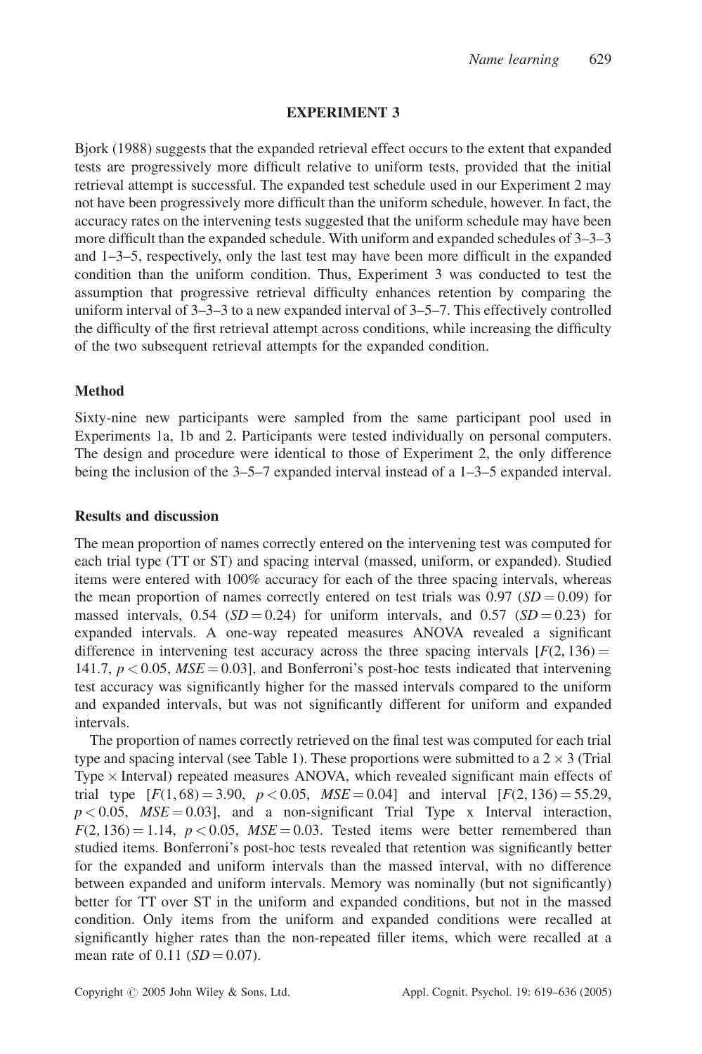## EXPERIMENT 3

Bjork (1988) suggests that the expanded retrieval effect occurs to the extent that expanded tests are progressively more difficult relative to uniform tests, provided that the initial retrieval attempt is successful. The expanded test schedule used in our Experiment 2 may not have been progressively more difficult than the uniform schedule, however. In fact, the accuracy rates on the intervening tests suggested that the uniform schedule may have been more difficult than the expanded schedule. With uniform and expanded schedules of 3–3–3 and 1–3–5, respectively, only the last test may have been more difficult in the expanded condition than the uniform condition. Thus, Experiment 3 was conducted to test the assumption that progressive retrieval difficulty enhances retention by comparing the uniform interval of 3–3–3 to a new expanded interval of 3–5–7. This effectively controlled the difficulty of the first retrieval attempt across conditions, while increasing the difficulty of the two subsequent retrieval attempts for the expanded condition.

### Method

Sixty-nine new participants were sampled from the same participant pool used in Experiments 1a, 1b and 2. Participants were tested individually on personal computers. The design and procedure were identical to those of Experiment 2, the only difference being the inclusion of the 3–5–7 expanded interval instead of a 1–3–5 expanded interval.

### Results and discussion

The mean proportion of names correctly entered on the intervening test was computed for each trial type (TT or ST) and spacing interval (massed, uniform, or expanded). Studied items were entered with 100% accuracy for each of the three spacing intervals, whereas the mean proportion of names correctly entered on test trials was 0.97 ($SD = 0.09$) for massed intervals, 0.54 ($SD = 0.24$) for uniform intervals, and 0.57 ($SD = 0.23$) for expanded intervals. A one-way repeated measures ANOVA revealed a significant difference in intervening test accuracy across the three spacing intervals [$F(2, 136) = 141.7$, $p < 0.05$, $MSE = 0.03$], and Bonferroni's post-hoc tests indicated that intervening test accuracy was significantly higher for the massed intervals compared to the uniform and expanded intervals, but was not significantly different for uniform and expanded intervals.

The proportion of names correctly retrieved on the final test was computed for each trial type and spacing interval (see Table 1). These proportions were submitted to a $2 \times 3$ (Trial Type $\times$ Interval) repeated measures ANOVA, which revealed significant main effects of trial type [$F(1, 68) = 3.90$, $p < 0.05$, $MSE = 0.04$] and interval [$F(2, 136) = 55.29$, $p < 0.05$, $MSE = 0.03$], and a non-significant Trial Type x Interval interaction, $F(2, 136) = 1.14$, $p < 0.05$, $MSE = 0.03$. Tested items were better remembered than studied items. Bonferroni's post-hoc tests revealed that retention was significantly better for the expanded and uniform intervals than the massed interval, with no difference between expanded and uniform intervals. Memory was nominally (but not significantly) better for TT over ST in the uniform and expanded conditions, but not in the massed condition. Only items from the uniform and expanded conditions were recalled at significantly higher rates than the non-repeated filler items, which were recalled at a mean rate of 0.11 ($SD = 0.07$).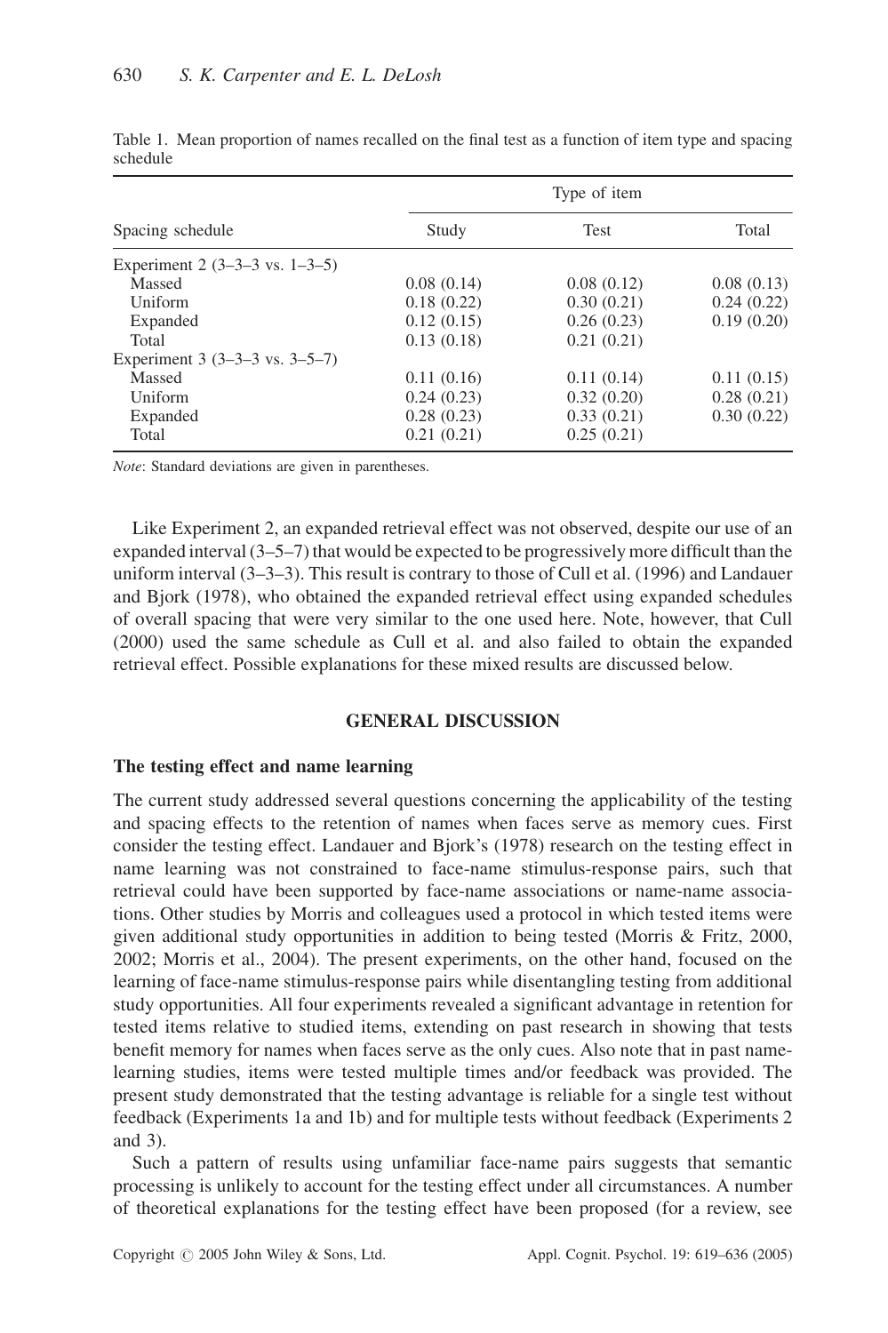Table 1. Mean proportion of names recalled on the final test as a function of item type and spacing schedule

| Spacing schedule | Type of item | | |
|---|---|---|---|
| | Study | Test | Total |
| Experiment 2 (3–3–3 vs. 1–3–5) | | | |
| Massed | 0.08 (0.14) | 0.08 (0.12) | 0.08 (0.13) |
| Uniform | 0.18 (0.22) | 0.30 (0.21) | 0.24 (0.22) |
| Expanded | 0.12 (0.15) | 0.26 (0.23) | 0.19 (0.20) |
| Total | 0.13 (0.18) | 0.21 (0.21) | |
| Experiment 3 (3–3–3 vs. 3–5–7) | | | |
| Massed | 0.11 (0.16) | 0.11 (0.14) | 0.11 (0.15) |
| Uniform | 0.24 (0.23) | 0.32 (0.20) | 0.28 (0.21) |
| Expanded | 0.28 (0.23) | 0.33 (0.21) | 0.30 (0.22) |
| Total | 0.21 (0.21) | 0.25 (0.21) | |

*Note*: Standard deviations are given in parentheses.

Like Experiment 2, an expanded retrieval effect was not observed, despite our use of an expanded interval (3–5–7) that would be expected to be progressively more difficult than the uniform interval (3–3–3). This result is contrary to those of Cull et al. (1996) and Landauer and Bjork (1978), who obtained the expanded retrieval effect using expanded schedules of overall spacing that were very similar to the one used here. Note, however, that Cull (2000) used the same schedule as Cull et al. and also failed to obtain the expanded retrieval effect. Possible explanations for these mixed results are discussed below.

## GENERAL DISCUSSION

### The testing effect and name learning

The current study addressed several questions concerning the applicability of the testing and spacing effects to the retention of names when faces serve as memory cues. First consider the testing effect. Landauer and Bjork's (1978) research on the testing effect in name learning was not constrained to face-name stimulus-response pairs, such that retrieval could have been supported by face-name associations or name-name associations. Other studies by Morris and colleagues used a protocol in which tested items were given additional study opportunities in addition to being tested (Morris & Fritz, 2000, 2002; Morris et al., 2004). The present experiments, on the other hand, focused on the learning of face-name stimulus-response pairs while disentangling testing from additional study opportunities. All four experiments revealed a significant advantage in retention for tested items relative to studied items, extending on past research in showing that tests benefit memory for names when faces serve as the only cues. Also note that in past name-learning studies, items were tested multiple times and/or feedback was provided. The present study demonstrated that the testing advantage is reliable for a single test without feedback (Experiments 1a and 1b) and for multiple tests without feedback (Experiments 2 and 3).

Such a pattern of results using unfamiliar face-name pairs suggests that semantic processing is unlikely to account for the testing effect under all circumstances. A number of theoretical explanations for the testing effect have been proposed (for a review, see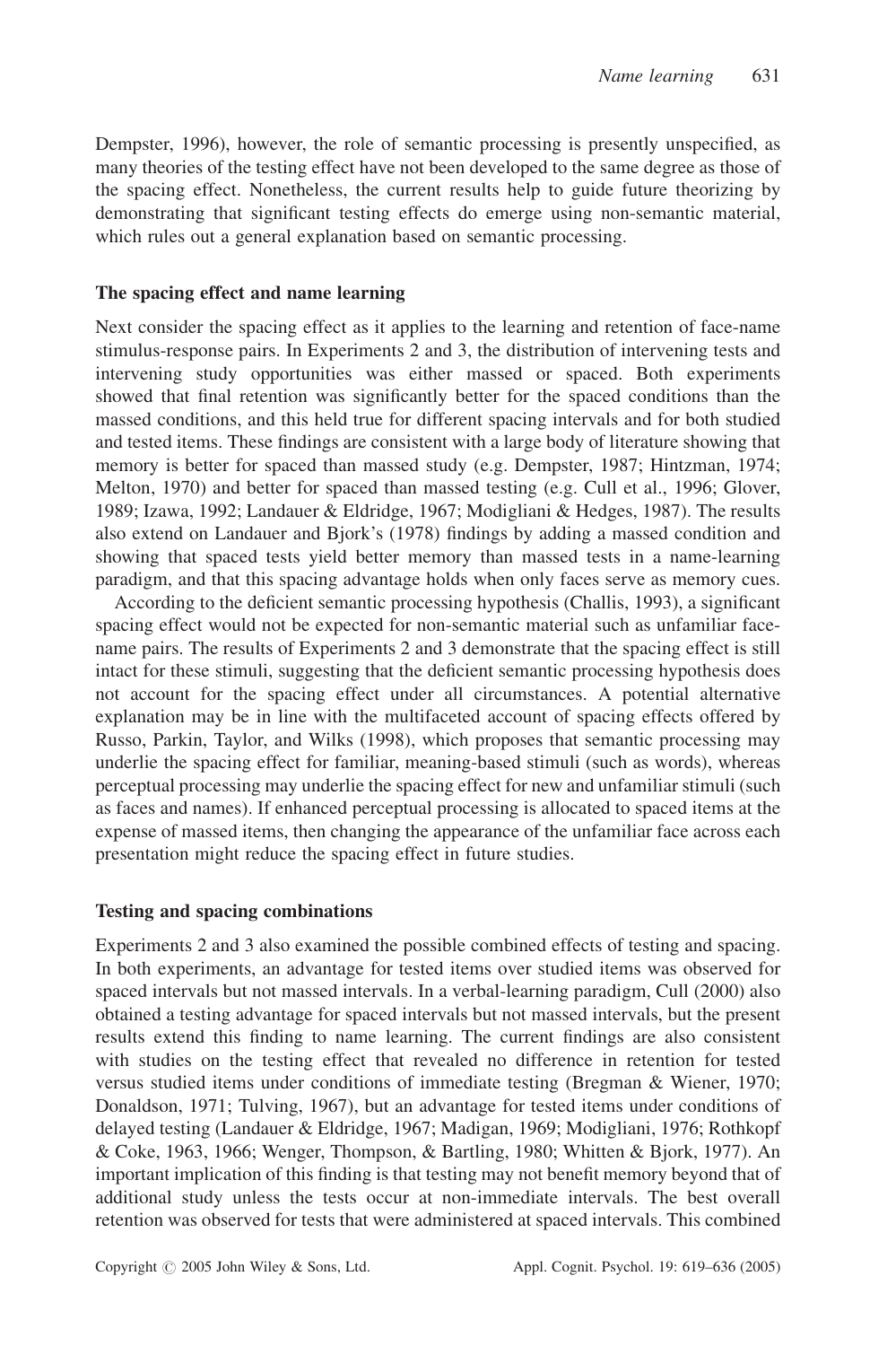Dempster, 1996), however, the role of semantic processing is presently unspecified, as many theories of the testing effect have not been developed to the same degree as those of the spacing effect. Nonetheless, the current results help to guide future theorizing by demonstrating that significant testing effects do emerge using non-semantic material, which rules out a general explanation based on semantic processing.

### The spacing effect and name learning

Next consider the spacing effect as it applies to the learning and retention of face-name stimulus-response pairs. In Experiments 2 and 3, the distribution of intervening tests and intervening study opportunities was either massed or spaced. Both experiments showed that final retention was significantly better for the spaced conditions than the massed conditions, and this held true for different spacing intervals and for both studied and tested items. These findings are consistent with a large body of literature showing that memory is better for spaced than massed study (e.g. Dempster, 1987; Hintzman, 1974; Melton, 1970) and better for spaced than massed testing (e.g. Cull et al., 1996; Glover, 1989; Izawa, 1992; Landauer & Eldridge, 1967; Modigliani & Hedges, 1987). The results also extend on Landauer and Bjork's (1978) findings by adding a massed condition and showing that spaced tests yield better memory than massed tests in a name-learning paradigm, and that this spacing advantage holds when only faces serve as memory cues.

According to the deficient semantic processing hypothesis (Challis, 1993), a significant spacing effect would not be expected for non-semantic material such as unfamiliar face-name pairs. The results of Experiments 2 and 3 demonstrate that the spacing effect is still intact for these stimuli, suggesting that the deficient semantic processing hypothesis does not account for the spacing effect under all circumstances. A potential alternative explanation may be in line with the multifaceted account of spacing effects offered by Russo, Parkin, Taylor, and Wilks (1998), which proposes that semantic processing may underlie the spacing effect for familiar, meaning-based stimuli (such as words), whereas perceptual processing may underlie the spacing effect for new and unfamiliar stimuli (such as faces and names). If enhanced perceptual processing is allocated to spaced items at the expense of massed items, then changing the appearance of the unfamiliar face across each presentation might reduce the spacing effect in future studies.

### Testing and spacing combinations

Experiments 2 and 3 also examined the possible combined effects of testing and spacing. In both experiments, an advantage for tested items over studied items was observed for spaced intervals but not massed intervals. In a verbal-learning paradigm, Cull (2000) also obtained a testing advantage for spaced intervals but not massed intervals, but the present results extend this finding to name learning. The current findings are also consistent with studies on the testing effect that revealed no difference in retention for tested versus studied items under conditions of immediate testing (Bregman & Wiener, 1970; Donaldson, 1971; Tulving, 1967), but an advantage for tested items under conditions of delayed testing (Landauer & Eldridge, 1967; Madigan, 1969; Modigliani, 1976; Rothkopf & Coke, 1963, 1966; Wenger, Thompson, & Bartling, 1980; Whitten & Bjork, 1977). An important implication of this finding is that testing may not benefit memory beyond that of additional study unless the tests occur at non-immediate intervals. The best overall retention was observed for tests that were administered at spaced intervals. This combined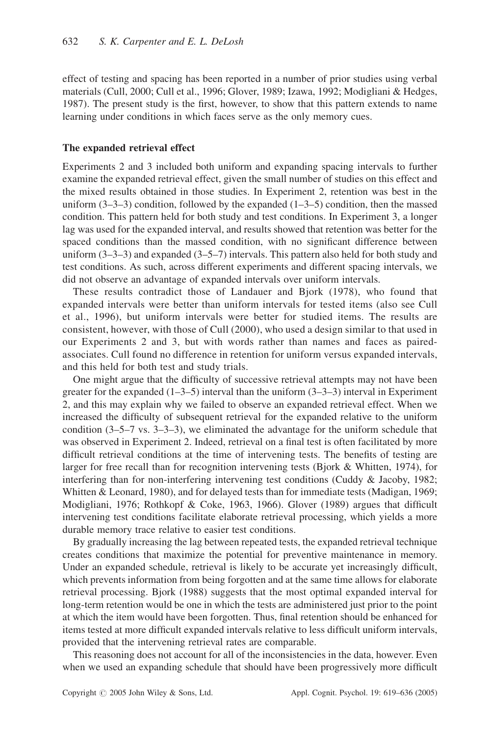effect of testing and spacing has been reported in a number of prior studies using verbal materials (Cull, 2000; Cull et al., 1996; Glover, 1989; Izawa, 1992; Modigliani & Hedges, 1987). The present study is the first, however, to show that this pattern extends to name learning under conditions in which faces serve as the only memory cues.

### The expanded retrieval effect

Experiments 2 and 3 included both uniform and expanding spacing intervals to further examine the expanded retrieval effect, given the small number of studies on this effect and the mixed results obtained in those studies. In Experiment 2, retention was best in the uniform (3–3–3) condition, followed by the expanded (1–3–5) condition, then the massed condition. This pattern held for both study and test conditions. In Experiment 3, a longer lag was used for the expanded interval, and results showed that retention was better for the spaced conditions than the massed condition, with no significant difference between uniform (3–3–3) and expanded (3–5–7) intervals. This pattern also held for both study and test conditions. As such, across different experiments and different spacing intervals, we did not observe an advantage of expanded intervals over uniform intervals.

These results contradict those of Landauer and Bjork (1978), who found that expanded intervals were better than uniform intervals for tested items (also see Cull et al., 1996), but uniform intervals were better for studied items. The results are consistent, however, with those of Cull (2000), who used a design similar to that used in our Experiments 2 and 3, but with words rather than names and faces as paired-associates. Cull found no difference in retention for uniform versus expanded intervals, and this held for both test and study trials.

One might argue that the difficulty of successive retrieval attempts may not have been greater for the expanded (1–3–5) interval than the uniform (3–3–3) interval in Experiment 2, and this may explain why we failed to observe an expanded retrieval effect. When we increased the difficulty of subsequent retrieval for the expanded relative to the uniform condition (3–5–7 vs. 3–3–3), we eliminated the advantage for the uniform schedule that was observed in Experiment 2. Indeed, retrieval on a final test is often facilitated by more difficult retrieval conditions at the time of intervening tests. The benefits of testing are larger for free recall than for recognition intervening tests (Bjork & Whitten, 1974), for interfering than for non-interfering intervening test conditions (Cuddy & Jacoby, 1982; Whitten & Leonard, 1980), and for delayed tests than for immediate tests (Madigan, 1969; Modigliani, 1976; Rothkopf & Coke, 1963, 1966). Glover (1989) argues that difficult intervening test conditions facilitate elaborate retrieval processing, which yields a more durable memory trace relative to easier test conditions.

By gradually increasing the lag between repeated tests, the expanded retrieval technique creates conditions that maximize the potential for preventive maintenance in memory. Under an expanded schedule, retrieval is likely to be accurate yet increasingly difficult, which prevents information from being forgotten and at the same time allows for elaborate retrieval processing. Bjork (1988) suggests that the most optimal expanded interval for long-term retention would be one in which the tests are administered just prior to the point at which the item would have been forgotten. Thus, final retention should be enhanced for items tested at more difficult expanded intervals relative to less difficult uniform intervals, provided that the intervening retrieval rates are comparable.

This reasoning does not account for all of the inconsistencies in the data, however. Even when we used an expanding schedule that should have been progressively more difficult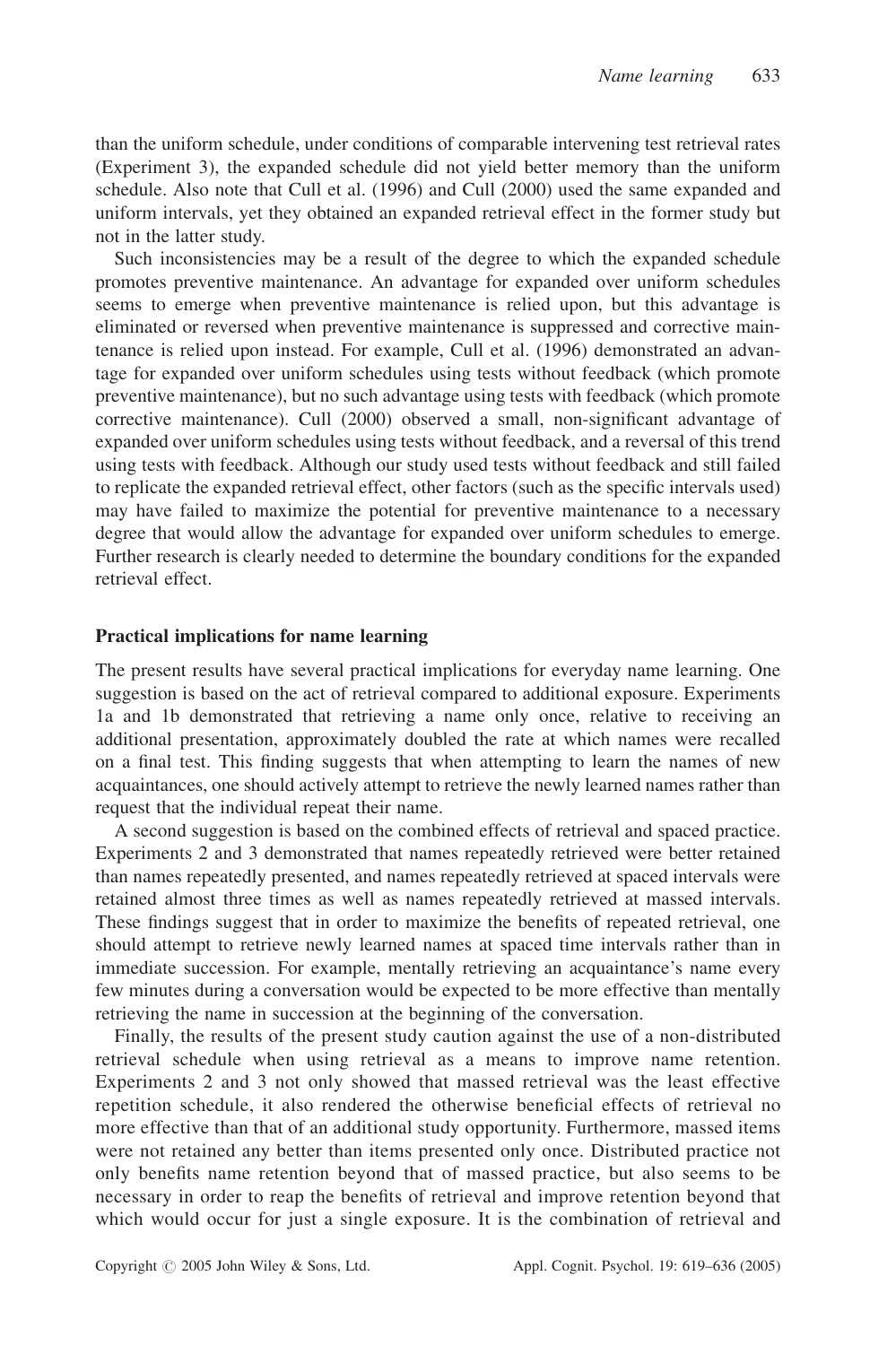than the uniform schedule, under conditions of comparable intervening test retrieval rates (Experiment 3), the expanded schedule did not yield better memory than the uniform schedule. Also note that Cull et al. (1996) and Cull (2000) used the same expanded and uniform intervals, yet they obtained an expanded retrieval effect in the former study but not in the latter study.

Such inconsistencies may be a result of the degree to which the expanded schedule promotes preventive maintenance. An advantage for expanded over uniform schedules seems to emerge when preventive maintenance is relied upon, but this advantage is eliminated or reversed when preventive maintenance is suppressed and corrective maintenance is relied upon instead. For example, Cull et al. (1996) demonstrated an advantage for expanded over uniform schedules using tests without feedback (which promote preventive maintenance), but no such advantage using tests with feedback (which promote corrective maintenance). Cull (2000) observed a small, non-significant advantage of expanded over uniform schedules using tests without feedback, and a reversal of this trend using tests with feedback. Although our study used tests without feedback and still failed to replicate the expanded retrieval effect, other factors (such as the specific intervals used) may have failed to maximize the potential for preventive maintenance to a necessary degree that would allow the advantage for expanded over uniform schedules to emerge. Further research is clearly needed to determine the boundary conditions for the expanded retrieval effect.

### Practical implications for name learning

The present results have several practical implications for everyday name learning. One suggestion is based on the act of retrieval compared to additional exposure. Experiments 1a and 1b demonstrated that retrieving a name only once, relative to receiving an additional presentation, approximately doubled the rate at which names were recalled on a final test. This finding suggests that when attempting to learn the names of new acquaintances, one should actively attempt to retrieve the newly learned names rather than request that the individual repeat their name.

A second suggestion is based on the combined effects of retrieval and spaced practice. Experiments 2 and 3 demonstrated that names repeatedly retrieved were better retained than names repeatedly presented, and names repeatedly retrieved at spaced intervals were retained almost three times as well as names repeatedly retrieved at massed intervals. These findings suggest that in order to maximize the benefits of repeated retrieval, one should attempt to retrieve newly learned names at spaced time intervals rather than in immediate succession. For example, mentally retrieving an acquaintance's name every few minutes during a conversation would be expected to be more effective than mentally retrieving the name in succession at the beginning of the conversation.

Finally, the results of the present study caution against the use of a non-distributed retrieval schedule when using retrieval as a means to improve name retention. Experiments 2 and 3 not only showed that massed retrieval was the least effective repetition schedule, it also rendered the otherwise beneficial effects of retrieval no more effective than that of an additional study opportunity. Furthermore, massed items were not retained any better than items presented only once. Distributed practice not only benefits name retention beyond that of massed practice, but also seems to be necessary in order to reap the benefits of retrieval and improve retention beyond that which would occur for just a single exposure. It is the combination of retrieval and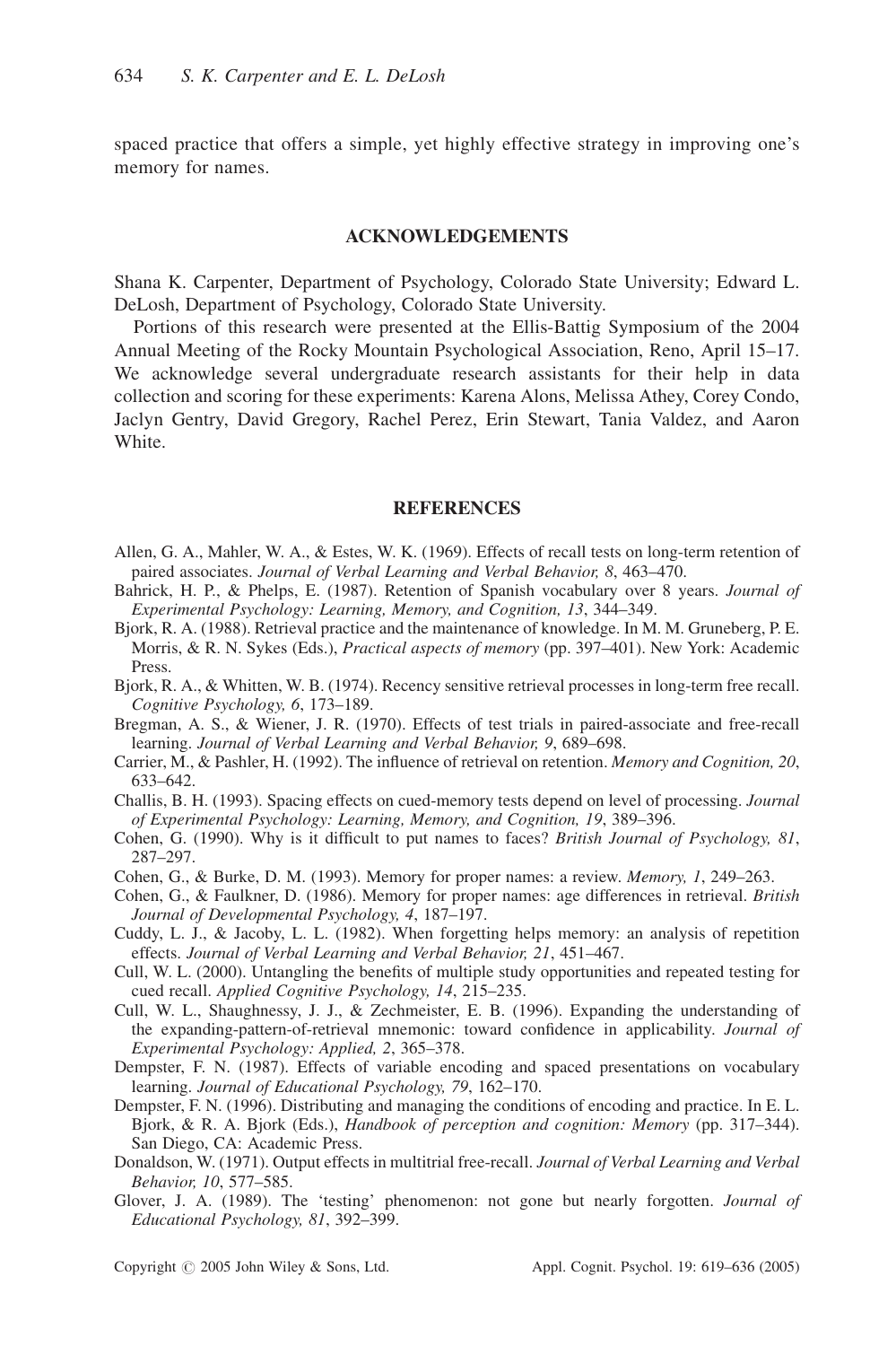spaced practice that offers a simple, yet highly effective strategy in improving one's memory for names.

## ACKNOWLEDGEMENTS

Shana K. Carpenter, Department of Psychology, Colorado State University; Edward L. DeLosh, Department of Psychology, Colorado State University.

Portions of this research were presented at the Ellis-Battig Symposium of the 2004 Annual Meeting of the Rocky Mountain Psychological Association, Reno, April 15–17. We acknowledge several undergraduate research assistants for their help in data collection and scoring for these experiments: Karena Alons, Melissa Athey, Corey Condo, Jaclyn Gentry, David Gregory, Rachel Perez, Erin Stewart, Tania Valdez, and Aaron White.

## REFERENCES

Allen, G. A., Mahler, W. A., & Estes, W. K. (1969). Effects of recall tests on long-term retention of paired associates. *Journal of Verbal Learning and Verbal Behavior, 8*, 463–470.

Bahrick, H. P., & Phelps, E. (1987). Retention of Spanish vocabulary over 8 years. *Journal of Experimental Psychology: Learning, Memory, and Cognition, 13*, 344–349.

Bjork, R. A. (1988). Retrieval practice and the maintenance of knowledge. In M. M. Gruneberg, P. E. Morris, & R. N. Sykes (Eds.), *Practical aspects of memory* (pp. 397–401). New York: Academic Press.

Bjork, R. A., & Whitten, W. B. (1974). Recency sensitive retrieval processes in long-term free recall. *Cognitive Psychology, 6*, 173–189.

Bregman, A. S., & Wiener, J. R. (1970). Effects of test trials in paired-associate and free-recall learning. *Journal of Verbal Learning and Verbal Behavior, 9*, 689–698.

Carrier, M., & Pashler, H. (1992). The influence of retrieval on retention. *Memory and Cognition, 20*, 633–642.

Challis, B. H. (1993). Spacing effects on cued-memory tests depend on level of processing. *Journal of Experimental Psychology: Learning, Memory, and Cognition, 19*, 389–396.

Cohen, G. (1990). Why is it difficult to put names to faces? *British Journal of Psychology, 81*, 287–297.

Cohen, G., & Burke, D. M. (1993). Memory for proper names: a review. *Memory, 1*, 249–263.

Cohen, G., & Faulkner, D. (1986). Memory for proper names: age differences in retrieval. *British Journal of Developmental Psychology, 4*, 187–197.

Cuddy, L. J., & Jacoby, L. L. (1982). When forgetting helps memory: an analysis of repetition effects. *Journal of Verbal Learning and Verbal Behavior, 21*, 451–467.

Cull, W. L. (2000). Untangling the benefits of multiple study opportunities and repeated testing for cued recall. *Applied Cognitive Psychology, 14*, 215–235.

Cull, W. L., Shaughnessy, J. J., & Zechmeister, E. B. (1996). Expanding the understanding of the expanding-pattern-of-retrieval mnemonic: toward confidence in applicability. *Journal of Experimental Psychology: Applied, 2*, 365–378.

Dempster, F. N. (1987). Effects of variable encoding and spaced presentations on vocabulary learning. *Journal of Educational Psychology, 79*, 162–170.

Dempster, F. N. (1996). Distributing and managing the conditions of encoding and practice. In E. L. Bjork, & R. A. Bjork (Eds.), *Handbook of perception and cognition: Memory* (pp. 317–344). San Diego, CA: Academic Press.

Donaldson, W. (1971). Output effects in multitrial free-recall. *Journal of Verbal Learning and Verbal Behavior, 10*, 577–585.

Glover, J. A. (1989). The 'testing' phenomenon: not gone but nearly forgotten. *Journal of Educational Psychology, 81*, 392–399.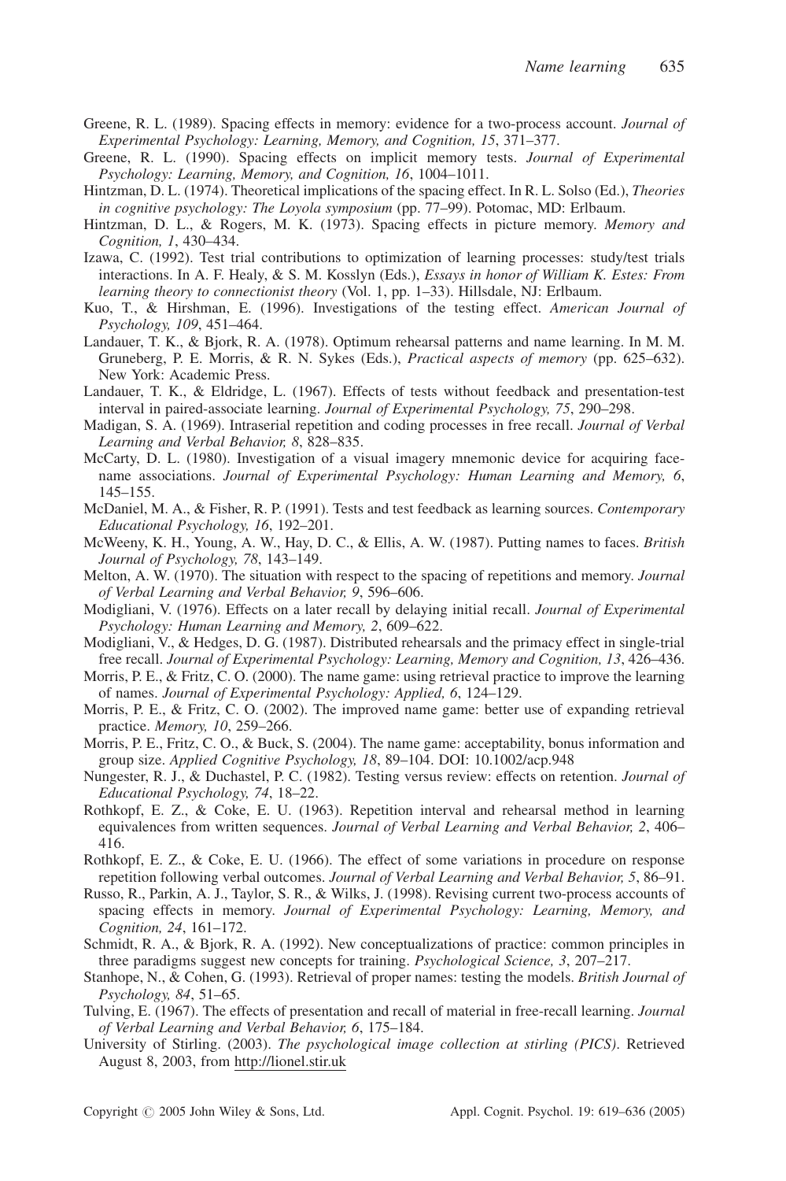Greene, R. L. (1989). Spacing effects in memory: evidence for a two-process account. *Journal of Experimental Psychology: Learning, Memory, and Cognition, 15*, 371–377.

Greene, R. L. (1990). Spacing effects on implicit memory tests. *Journal of Experimental Psychology: Learning, Memory, and Cognition, 16*, 1004–1011.

Hintzman, D. L. (1974). Theoretical implications of the spacing effect. In R. L. Solso (Ed.), *Theories in cognitive psychology: The Loyola symposium* (pp. 77–99). Potomac, MD: Erlbaum.

Hintzman, D. L., & Rogers, M. K. (1973). Spacing effects in picture memory. *Memory and Cognition, 1*, 430–434.

Izawa, C. (1992). Test trial contributions to optimization of learning processes: study/test trials interactions. In A. F. Healy, & S. M. Kosslyn (Eds.), *Essays in honor of William K. Estes: From learning theory to connectionist theory* (Vol. 1, pp. 1–33). Hillsdale, NJ: Erlbaum.

Kuo, T., & Hirshman, E. (1996). Investigations of the testing effect. *American Journal of Psychology, 109*, 451–464.

Landauer, T. K., & Bjork, R. A. (1978). Optimum rehearsal patterns and name learning. In M. M. Gruneberg, P. E. Morris, & R. N. Sykes (Eds.), *Practical aspects of memory* (pp. 625–632). New York: Academic Press.

Landauer, T. K., & Eldridge, L. (1967). Effects of tests without feedback and presentation-test interval in paired-associate learning. *Journal of Experimental Psychology, 75*, 290–298.

Madigan, S. A. (1969). Intraserial repetition and coding processes in free recall. *Journal of Verbal Learning and Verbal Behavior, 8*, 828–835.

McCarty, D. L. (1980). Investigation of a visual imagery mnemonic device for acquiring face-name associations. *Journal of Experimental Psychology: Human Learning and Memory, 6*, 145–155.

McDaniel, M. A., & Fisher, R. P. (1991). Tests and test feedback as learning sources. *Contemporary Educational Psychology, 16*, 192–201.

McWeeny, K. H., Young, A. W., Hay, D. C., & Ellis, A. W. (1987). Putting names to faces. *British Journal of Psychology, 78*, 143–149.

Melton, A. W. (1970). The situation with respect to the spacing of repetitions and memory. *Journal of Verbal Learning and Verbal Behavior, 9*, 596–606.

Modigliani, V. (1976). Effects on a later recall by delaying initial recall. *Journal of Experimental Psychology: Human Learning and Memory, 2*, 609–622.

Modigliani, V., & Hedges, D. G. (1987). Distributed rehearsals and the primacy effect in single-trial free recall. *Journal of Experimental Psychology: Learning, Memory and Cognition, 13*, 426–436.

Morris, P. E., & Fritz, C. O. (2000). The name game: using retrieval practice to improve the learning of names. *Journal of Experimental Psychology: Applied, 6*, 124–129.

Morris, P. E., & Fritz, C. O. (2002). The improved name game: better use of expanding retrieval practice. *Memory, 10*, 259–266.

Morris, P. E., Fritz, C. O., & Buck, S. (2004). The name game: acceptability, bonus information and group size. *Applied Cognitive Psychology, 18*, 89–104. DOI: 10.1002/acp.948

Nungester, R. J., & Duchastel, P. C. (1982). Testing versus review: effects on retention. *Journal of Educational Psychology, 74*, 18–22.

Rothkopf, E. Z., & Coke, E. U. (1963). Repetition interval and rehearsal method in learning equivalences from written sequences. *Journal of Verbal Learning and Verbal Behavior, 2*, 406–416.

Rothkopf, E. Z., & Coke, E. U. (1966). The effect of some variations in procedure on response repetition following verbal outcomes. *Journal of Verbal Learning and Verbal Behavior, 5*, 86–91.

Russo, R., Parkin, A. J., Taylor, S. R., & Wilks, J. (1998). Revising current two-process accounts of spacing effects in memory. *Journal of Experimental Psychology: Learning, Memory, and Cognition, 24*, 161–172.

Schmidt, R. A., & Bjork, R. A. (1992). New conceptualizations of practice: common principles in three paradigms suggest new concepts for training. *Psychological Science, 3*, 207–217.

Stanhope, N., & Cohen, G. (1993). Retrieval of proper names: testing the models. *British Journal of Psychology, 84*, 51–65.

Tulving, E. (1967). The effects of presentation and recall of material in free-recall learning. *Journal of Verbal Learning and Verbal Behavior, 6*, 175–184.

University of Stirling. (2003). *The psychological image collection at stirling (PICS)*. Retrieved August 8, 2003, from http://lionel.stir.uk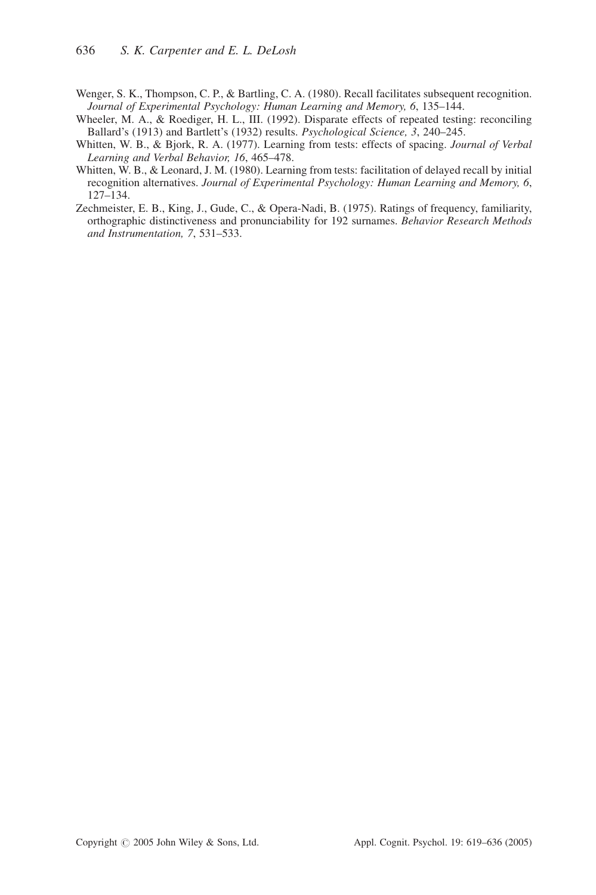Wenger, S. K., Thompson, C. P., & Bartling, C. A. (1980). Recall facilitates subsequent recognition. *Journal of Experimental Psychology: Human Learning and Memory, 6*, 135–144.

Wheeler, M. A., & Roediger, H. L., III. (1992). Disparate effects of repeated testing: reconciling Ballard's (1913) and Bartlett's (1932) results. *Psychological Science, 3*, 240–245.

Whitten, W. B., & Bjork, R. A. (1977). Learning from tests: effects of spacing. *Journal of Verbal Learning and Verbal Behavior, 16*, 465–478.

Whitten, W. B., & Leonard, J. M. (1980). Learning from tests: facilitation of delayed recall by initial recognition alternatives. *Journal of Experimental Psychology: Human Learning and Memory, 6*, 127–134.

Zechmeister, E. B., King, J., Gude, C., & Opera-Nadi, B. (1975). Ratings of frequency, familiarity, orthographic distinctiveness and pronunciability for 192 surnames. *Behavior Research Methods and Instrumentation, 7*, 531–533.